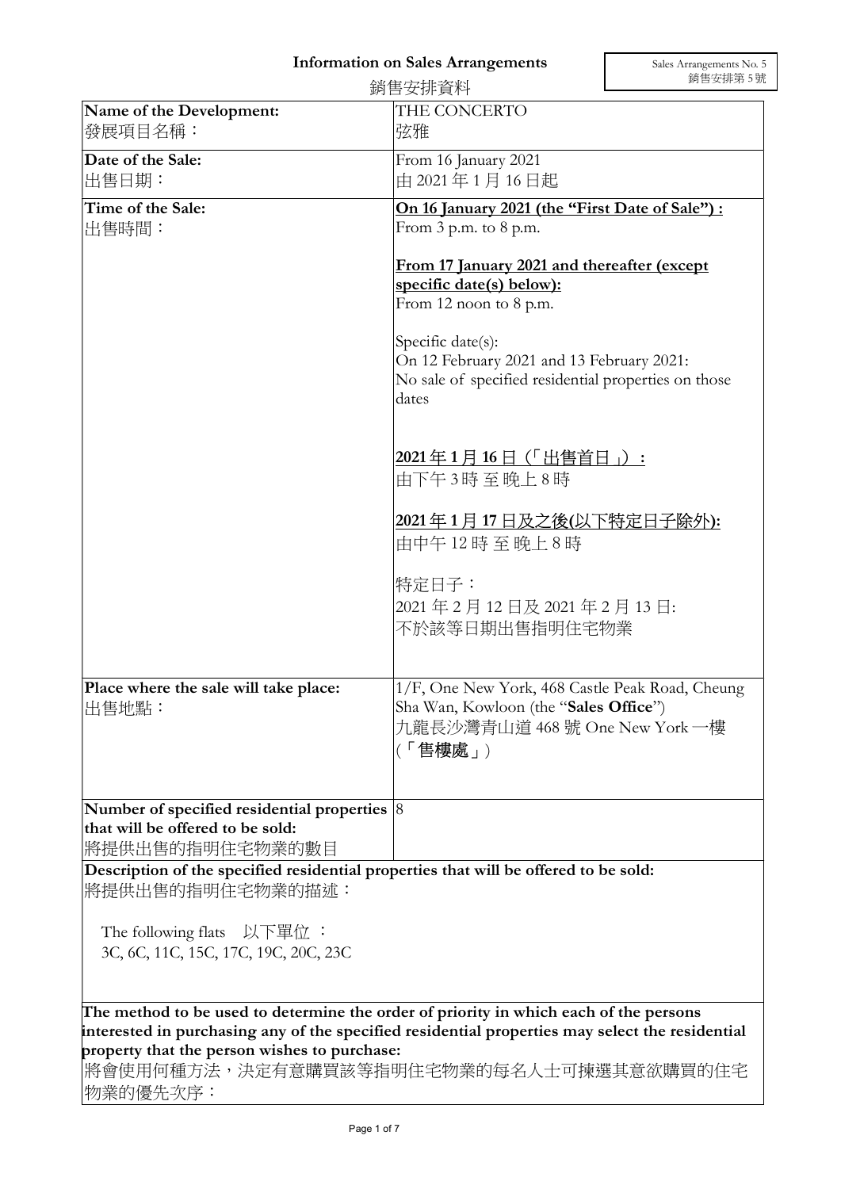# Information on Sales Arrangements
# 銷售安排資料

Sales Arrangements No. 5
銷售安排第 5 號

| | |
|---|---|
| **Name of the Development:**<br>發展項目名稱： | THE CONCERTO<br>弦雅 |
| **Date of the Sale:**<br>出售日期： | From 16 January 2021<br>由 2021 年 1 月 16 日起 |
| **Time of the Sale:**<br>出售時間： | **On 16 January 2021 (the "First Date of Sale") :**<br>From 3 p.m. to 8 p.m.<br><br>**From 17 January 2021 and thereafter (except specific date(s) below):**<br>From 12 noon to 8 p.m.<br><br>Specific date(s):<br>On 12 February 2021 and 13 February 2021:<br>No sale of specified residential properties on those dates<br><br>**2021 年 1 月 16 日（「出售首日」）：**<br>由下午 3 時 至 晚上 8 時<br><br>**2021 年 1 月 17 日及之後(以下特定日子除外):**<br>由中午 12 時 至 晚上 8 時<br><br>特定日子：<br>2021 年 2 月 12 日及 2021 年 2 月 13 日:<br>不於該等日期出售指明住宅物業 |
| **Place where the sale will take place:**<br>出售地點： | 1/F, One New York, 468 Castle Peak Road, Cheung Sha Wan, Kowloon (the "**Sales Office**")<br>九龍長沙灣青山道 468 號 One New York 一樓 (「**售樓處**」) |
| **Number of specified residential properties that will be offered to be sold:**<br>將提供出售的指明住宅物業的數目 | 8 |

**Description of the specified residential properties that will be offered to be sold:**
將提供出售的指明住宅物業的描述：

The following flats 以下單位 ：
3C, 6C, 11C, 15C, 17C, 19C, 20C, 23C

**The method to be used to determine the order of priority in which each of the persons interested in purchasing any of the specified residential properties may select the residential property that the person wishes to purchase:**
將會使用何種方法，決定有意購買該等指明住宅物業的每名人士可揀選其意欲購買的住宅物業的優先次序：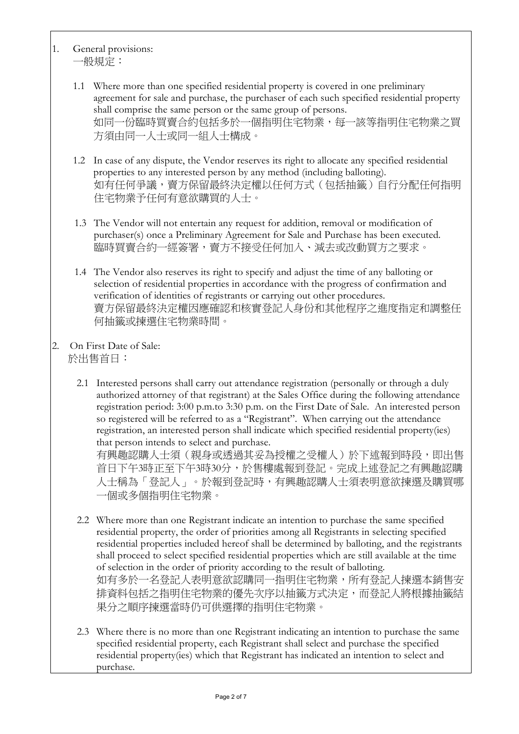1. General provisions:
   一般規定：

   1.1 Where more than one specified residential property is covered in one preliminary agreement for sale and purchase, the purchaser of each such specified residential property shall comprise the same person or the same group of persons.
   如同一份臨時買賣合約包括多於一個指明住宅物業，每一該等指明住宅物業之買方須由同一人士或同一組人士構成。

   1.2 In case of any dispute, the Vendor reserves its right to allocate any specified residential properties to any interested person by any method (including balloting).
   如有任何爭議，賣方保留最終決定權以任何方式（包括抽籤）自行分配任何指明住宅物業予任何有意欲購買的人士。

   1.3 The Vendor will not entertain any request for addition, removal or modification of purchaser(s) once a Preliminary Agreement for Sale and Purchase has been executed.
   臨時買賣合約一經簽署，賣方不接受任何加入、減去或改動買方之要求。

   1.4 The Vendor also reserves its right to specify and adjust the time of any balloting or selection of residential properties in accordance with the progress of confirmation and verification of identities of registrants or carrying out other procedures.
   賣方保留最終決定權因應確認和核實登記人身份和其他程序之進度指定和調整任何抽籤或揀選住宅物業時間。

2. On First Date of Sale:
   於出售首日：

   2.1 Interested persons shall carry out attendance registration (personally or through a duly authorized attorney of that registrant) at the Sales Office during the following attendance registration period: 3:00 p.m.to 3:30 p.m. on the First Date of Sale. An interested person so registered will be referred to as a "Registrant". When carrying out the attendance registration, an interested person shall indicate which specified residential property(ies) that person intends to select and purchase.
   有興趣認購人士須（親身或透過其妥為授權之受權人）於下述報到時段，即出售首日下午3時正至下午3時30分，於售樓處報到登記。完成上述登記之有興趣認購人士稱為「登記人」。於報到登記時，有興趣認購人士須表明意欲揀選及購買哪一個或多個指明住宅物業。

   2.2 Where more than one Registrant indicate an intention to purchase the same specified residential property, the order of priorities among all Registrants in selecting specified residential properties included hereof shall be determined by balloting, and the registrants shall proceed to select specified residential properties which are still available at the time of selection in the order of priority according to the result of balloting.
   如有多於一名登記人表明意欲認購同一指明住宅物業，所有登記人揀選本銷售安排資料包括之指明住宅物業的優先次序以抽籤方式決定，而登記人將根據抽籤結果分之順序揀選當時仍可供選擇的指明住宅物業。

   2.3 Where there is no more than one Registrant indicating an intention to purchase the same specified residential property, each Registrant shall select and purchase the specified residential property(ies) which that Registrant has indicated an intention to select and purchase.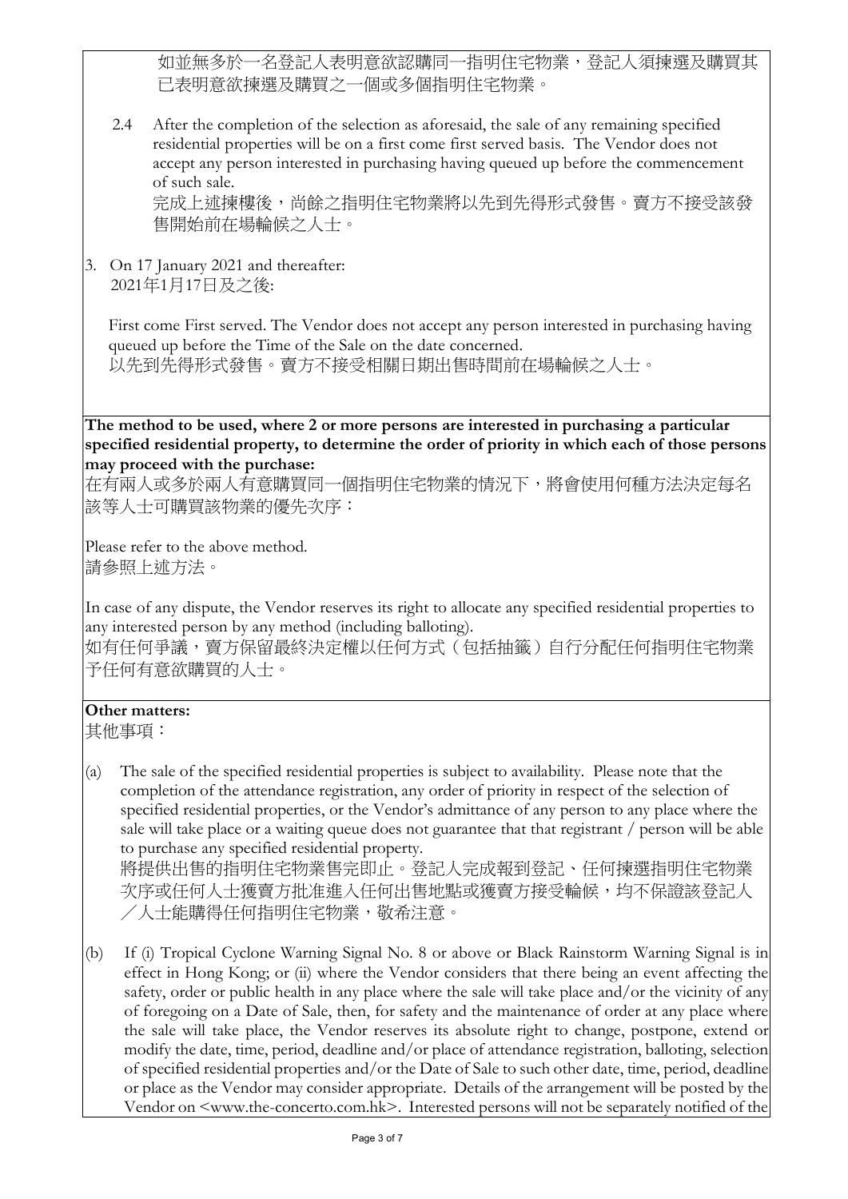如並無多於一名登記人表明意欲認購同一指明住宅物業，登記人須揀選及購買其已表明意欲揀選及購買之一個或多個指明住宅物業。

2.4 After the completion of the selection as aforesaid, the sale of any remaining specified residential properties will be on a first come first served basis. The Vendor does not accept any person interested in purchasing having queued up before the commencement of such sale.
完成上述揀樓後，尚餘之指明住宅物業將以先到先得形式發售。賣方不接受該發售開始前在場輪候之人士。

3. On 17 January 2021 and thereafter:
2021年1月17日及之後:

First come First served. The Vendor does not accept any person interested in purchasing having queued up before the Time of the Sale on the date concerned.
以先到先得形式發售。賣方不接受相關日期出售時間前在場輪候之人士。

**The method to be used, where 2 or more persons are interested in purchasing a particular specified residential property, to determine the order of priority in which each of those persons may proceed with the purchase:**
在有兩人或多於兩人有意購買同一個指明住宅物業的情況下，將會使用何種方法決定每名該等人士可購買該物業的優先次序：

Please refer to the above method.
請參照上述方法。

In case of any dispute, the Vendor reserves its right to allocate any specified residential properties to any interested person by any method (including balloting).
如有任何爭議，賣方保留最終決定權以任何方式（包括抽籤）自行分配任何指明住宅物業予任何有意欲購買的人士。

**Other matters:**
其他事項：

(a) The sale of the specified residential properties is subject to availability. Please note that the completion of the attendance registration, any order of priority in respect of the selection of specified residential properties, or the Vendor's admittance of any person to any place where the sale will take place or a waiting queue does not guarantee that that registrant / person will be able to purchase any specified residential property.
將提供出售的指明住宅物業售完即止。登記人完成報到登記、任何揀選指明住宅物業次序或任何人士獲賣方批准進入任何出售地點或獲賣方接受輪候，均不保證該登記人／人士能購得任何指明住宅物業，敬希注意。

(b) If (i) Tropical Cyclone Warning Signal No. 8 or above or Black Rainstorm Warning Signal is in effect in Hong Kong; or (ii) where the Vendor considers that there being an event affecting the safety, order or public health in any place where the sale will take place and/or the vicinity of any of foregoing on a Date of Sale, then, for safety and the maintenance of order at any place where the sale will take place, the Vendor reserves its absolute right to change, postpone, extend or modify the date, time, period, deadline and/or place of attendance registration, balloting, selection of specified residential properties and/or the Date of Sale to such other date, time, period, deadline or place as the Vendor may consider appropriate. Details of the arrangement will be posted by the Vendor on <www.the-concerto.com.hk>. Interested persons will not be separately notified of the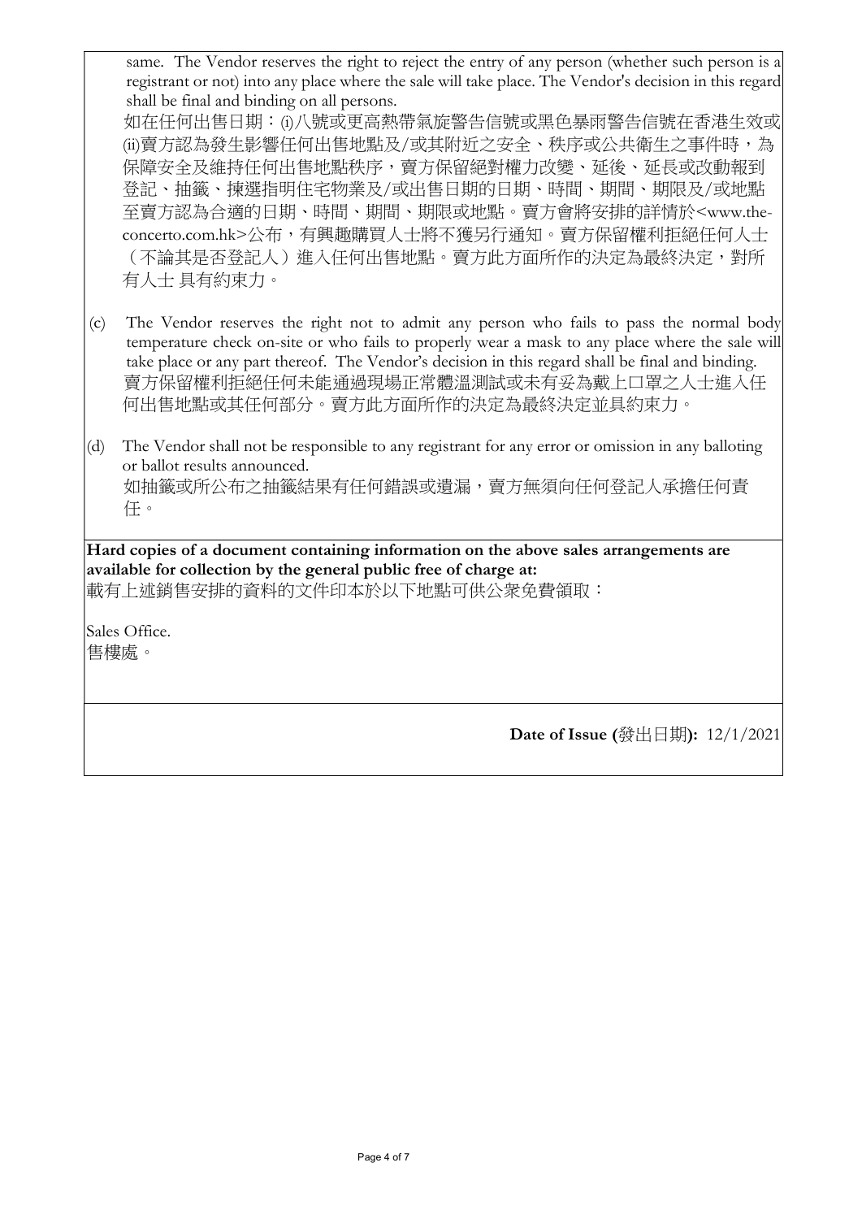same. The Vendor reserves the right to reject the entry of any person (whether such person is a registrant or not) into any place where the sale will take place. The Vendor's decision in this regard shall be final and binding on all persons.

如在任何出售日期：(i)八號或更高熱帶氣旋警告信號或黑色暴雨警告信號在香港生效或(ii)賣方認為發生影響任何出售地點及/或其附近之安全、秩序或公共衛生之事件時，為保障安全及維持任何出售地點秩序，賣方保留絕對權力改變、延後、延長或改動報到登記、抽籤、揀選指明住宅物業及/或出售日期的日期、時間、期間、期限及/或地點至賣方認為合適的日期、時間、期間、期限或地點。賣方會將安排的詳情於<www.the-concerto.com.hk>公布，有興趣購買人士將不獲另行通知。賣方保留權利拒絕任何人士（不論其是否登記人）進入任何出售地點。賣方此方面所作的決定為最終決定，對所有人士 具有約束力。

(c) The Vendor reserves the right not to admit any person who fails to pass the normal body temperature check on-site or who fails to properly wear a mask to any place where the sale will take place or any part thereof. The Vendor's decision in this regard shall be final and binding.
賣方保留權利拒絕任何未能通過現場正常體溫測試或未有妥為戴上口罩之人士進入任何出售地點或其任何部分。賣方此方面所作的決定為最終決定並具約束力。

(d) The Vendor shall not be responsible to any registrant for any error or omission in any balloting or ballot results announced.
如抽籤或所公布之抽籤結果有任何錯誤或遺漏，賣方無須向任何登記人承擔任何責任。

**Hard copies of a document containing information on the above sales arrangements are available for collection by the general public free of charge at:**
載有上述銷售安排的資料的文件印本於以下地點可供公眾免費領取：

Sales Office.
售樓處。

**Date of Issue (**發出日期**):** 12/1/2021